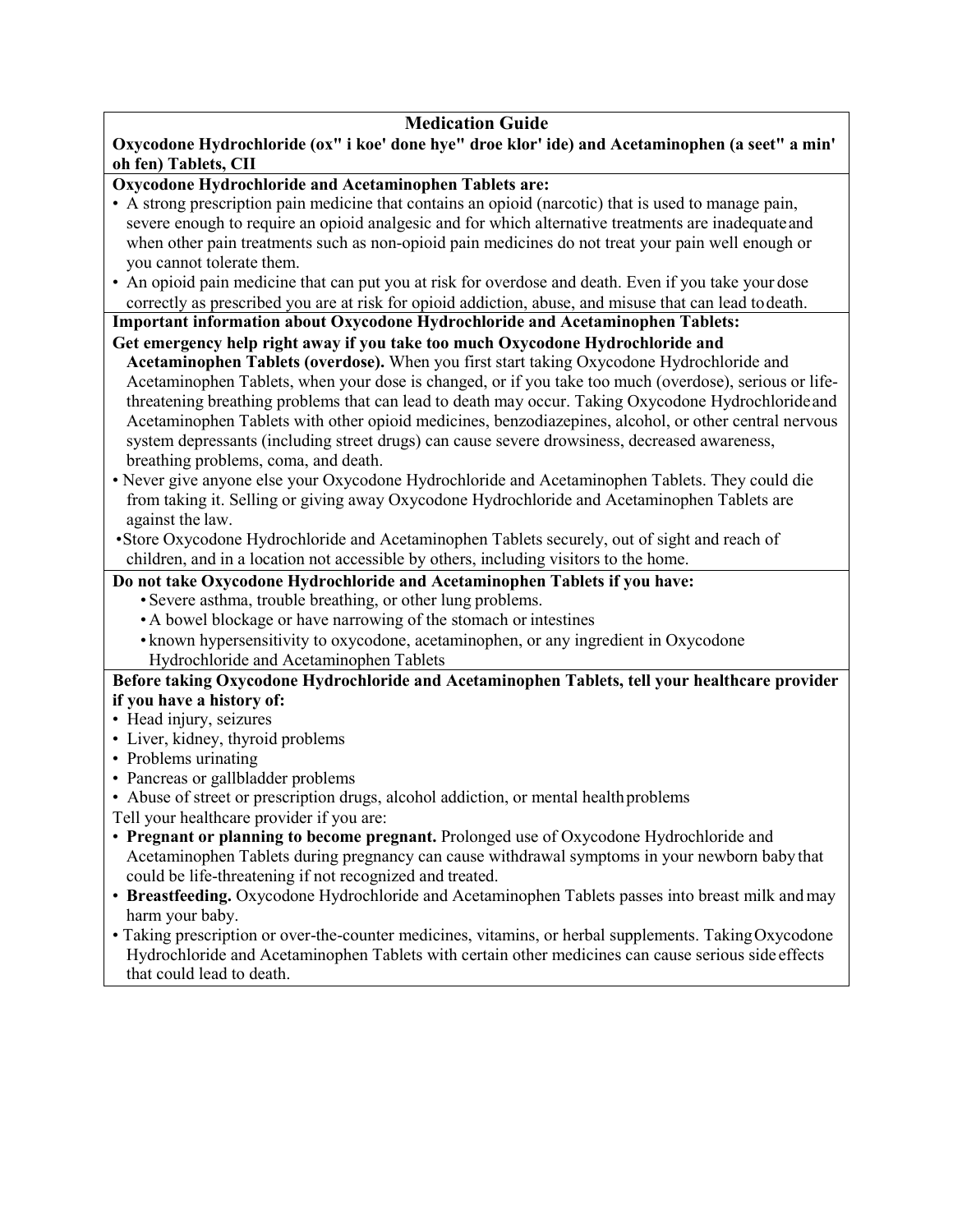# Medication Guide

**Oxycodone Hydrochloride (ox" i koe' done hye" droe klor' ide) and Acetaminophen (a seet" a min' oh fen) Tablets, CII**

**Oxycodone Hydrochloride and Acetaminophen Tablets are:**

- A strong prescription pain medicine that contains an opioid (narcotic) that is used to manage pain, severe enough to require an opioid analgesic and for which alternative treatments are inadequate and when other pain treatments such as non-opioid pain medicines do not treat your pain well enough or you cannot tolerate them.
- An opioid pain medicine that can put you at risk for overdose and death. Even if you take your dose correctly as prescribed you are at risk for opioid addiction, abuse, and misuse that can lead to death.

**Important information about Oxycodone Hydrochloride and Acetaminophen Tablets:**

**Get emergency help right away if you take too much Oxycodone Hydrochloride and Acetaminophen Tablets (overdose).** When you first start taking Oxycodone Hydrochloride and Acetaminophen Tablets, when your dose is changed, or if you take too much (overdose), serious or life-threatening breathing problems that can lead to death may occur. Taking Oxycodone Hydrochloride and Acetaminophen Tablets with other opioid medicines, benzodiazepines, alcohol, or other central nervous system depressants (including street drugs) can cause severe drowsiness, decreased awareness, breathing problems, coma, and death.

- Never give anyone else your Oxycodone Hydrochloride and Acetaminophen Tablets. They could die from taking it. Selling or giving away Oxycodone Hydrochloride and Acetaminophen Tablets are against the law.
- Store Oxycodone Hydrochloride and Acetaminophen Tablets securely, out of sight and reach of children, and in a location not accessible by others, including visitors to the home.

**Do not take Oxycodone Hydrochloride and Acetaminophen Tablets if you have:**

- Severe asthma, trouble breathing, or other lung problems.
- A bowel blockage or have narrowing of the stomach or intestines
- known hypersensitivity to oxycodone, acetaminophen, or any ingredient in Oxycodone Hydrochloride and Acetaminophen Tablets

**Before taking Oxycodone Hydrochloride and Acetaminophen Tablets, tell your healthcare provider if you have a history of:**

- Head injury, seizures
- Liver, kidney, thyroid problems
- Problems urinating
- Pancreas or gallbladder problems
- Abuse of street or prescription drugs, alcohol addiction, or mental health problems

Tell your healthcare provider if you are:

- **Pregnant or planning to become pregnant.** Prolonged use of Oxycodone Hydrochloride and Acetaminophen Tablets during pregnancy can cause withdrawal symptoms in your newborn baby that could be life-threatening if not recognized and treated.
- **Breastfeeding.** Oxycodone Hydrochloride and Acetaminophen Tablets passes into breast milk and may harm your baby.
- Taking prescription or over-the-counter medicines, vitamins, or herbal supplements. Taking Oxycodone Hydrochloride and Acetaminophen Tablets with certain other medicines can cause serious side effects that could lead to death.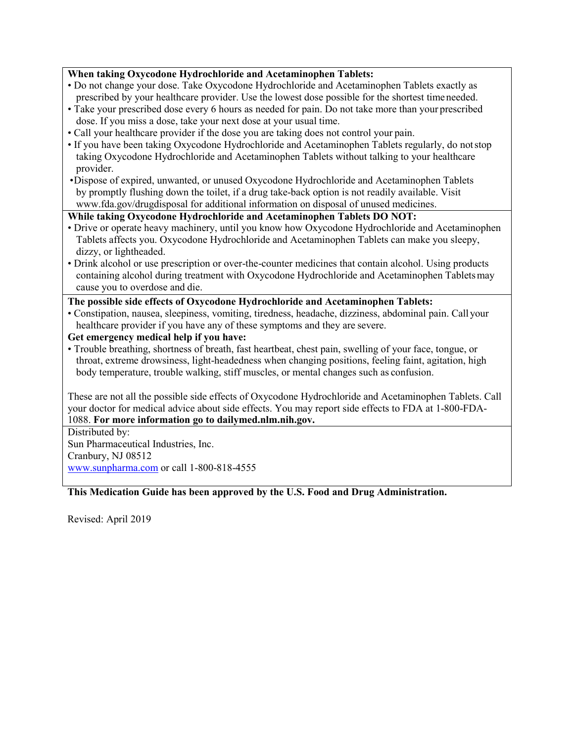**When taking Oxycodone Hydrochloride and Acetaminophen Tablets:**

- Do not change your dose. Take Oxycodone Hydrochloride and Acetaminophen Tablets exactly as prescribed by your healthcare provider. Use the lowest dose possible for the shortest time needed.
- Take your prescribed dose every 6 hours as needed for pain. Do not take more than your prescribed dose. If you miss a dose, take your next dose at your usual time.
- Call your healthcare provider if the dose you are taking does not control your pain.
- If you have been taking Oxycodone Hydrochloride and Acetaminophen Tablets regularly, do not stop taking Oxycodone Hydrochloride and Acetaminophen Tablets without talking to your healthcare provider.
- Dispose of expired, unwanted, or unused Oxycodone Hydrochloride and Acetaminophen Tablets by promptly flushing down the toilet, if a drug take-back option is not readily available. Visit www.fda.gov/drugdisposal for additional information on disposal of unused medicines.

**While taking Oxycodone Hydrochloride and Acetaminophen Tablets DO NOT:**

- Drive or operate heavy machinery, until you know how Oxycodone Hydrochloride and Acetaminophen Tablets affects you. Oxycodone Hydrochloride and Acetaminophen Tablets can make you sleepy, dizzy, or lightheaded.
- Drink alcohol or use prescription or over-the-counter medicines that contain alcohol. Using products containing alcohol during treatment with Oxycodone Hydrochloride and Acetaminophen Tablets may cause you to overdose and die.

**The possible side effects of Oxycodone Hydrochloride and Acetaminophen Tablets:**

- Constipation, nausea, sleepiness, vomiting, tiredness, headache, dizziness, abdominal pain. Call your healthcare provider if you have any of these symptoms and they are severe.

**Get emergency medical help if you have:**

- Trouble breathing, shortness of breath, fast heartbeat, chest pain, swelling of your face, tongue, or throat, extreme drowsiness, light-headedness when changing positions, feeling faint, agitation, high body temperature, trouble walking, stiff muscles, or mental changes such as confusion.

These are not all the possible side effects of Oxycodone Hydrochloride and Acetaminophen Tablets. Call your doctor for medical advice about side effects. You may report side effects to FDA at 1-800-FDA-1088. **For more information go to dailymed.nlm.nih.gov.**

Distributed by:
Sun Pharmaceutical Industries, Inc.
Cranbury, NJ 08512
www.sunpharma.com or call 1-800-818-4555

**This Medication Guide has been approved by the U.S. Food and Drug Administration.**

Revised: April 2019